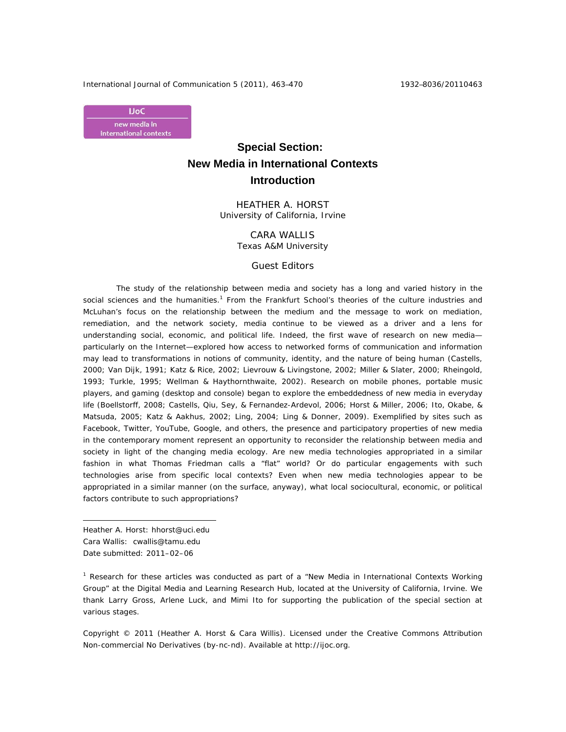IJoC
new media in international contexts

# Special Section: New Media in International Contexts Introduction

HEATHER A. HORST
University of California, Irvine

CARA WALLIS
Texas A&M University

Guest Editors

The study of the relationship between media and society has a long and varied history in the social sciences and the humanities.[1] From the Frankfurt School's theories of the culture industries and McLuhan's focus on the relationship between the medium and the message to work on mediation, remediation, and the network society, media continue to be viewed as a driver and a lens for understanding social, economic, and political life. Indeed, the first wave of research on new media—particularly on the Internet—explored how access to networked forms of communication and information may lead to transformations in notions of community, identity, and the nature of being human (Castells, 2000; Van Dijk, 1991; Katz & Rice, 2002; Lievrouw & Livingstone, 2002; Miller & Slater, 2000; Rheingold, 1993; Turkle, 1995; Wellman & Haythornthwaite, 2002). Research on mobile phones, portable music players, and gaming (desktop and console) began to explore the embeddedness of new media in everyday life (Boellstorff, 2008; Castells, Qiu, Sey, & Fernandez-Ardevol, 2006; Horst & Miller, 2006; Ito, Okabe, & Matsuda, 2005; Katz & Aakhus, 2002; Ling, 2004; Ling & Donner, 2009). Exemplified by sites such as Facebook, Twitter, YouTube, Google, and others, the presence and participatory properties of new media in the contemporary moment represent an opportunity to reconsider the relationship between media and society in light of the changing media ecology. Are new media technologies appropriated in a similar fashion in what Thomas Friedman calls a "flat" world? Or do particular engagements with such technologies arise from specific local contexts? Even when new media technologies appear to be appropriated in a similar manner (on the surface, anyway), what local sociocultural, economic, or political factors contribute to such appropriations?

---

Heather A. Horst: hhorst@uci.edu
Cara Wallis: cwallis@tamu.edu
Date submitted: 2011–02–06

[1] Research for these articles was conducted as part of a "New Media in International Contexts Working Group" at the Digital Media and Learning Research Hub, located at the University of California, Irvine. We thank Larry Gross, Arlene Luck, and Mimi Ito for supporting the publication of the special section at various stages.

Copyright © 2011 (Heather A. Horst & Cara Willis). Licensed under the Creative Commons Attribution Non-commercial No Derivatives (by-nc-nd). Available at http://ijoc.org.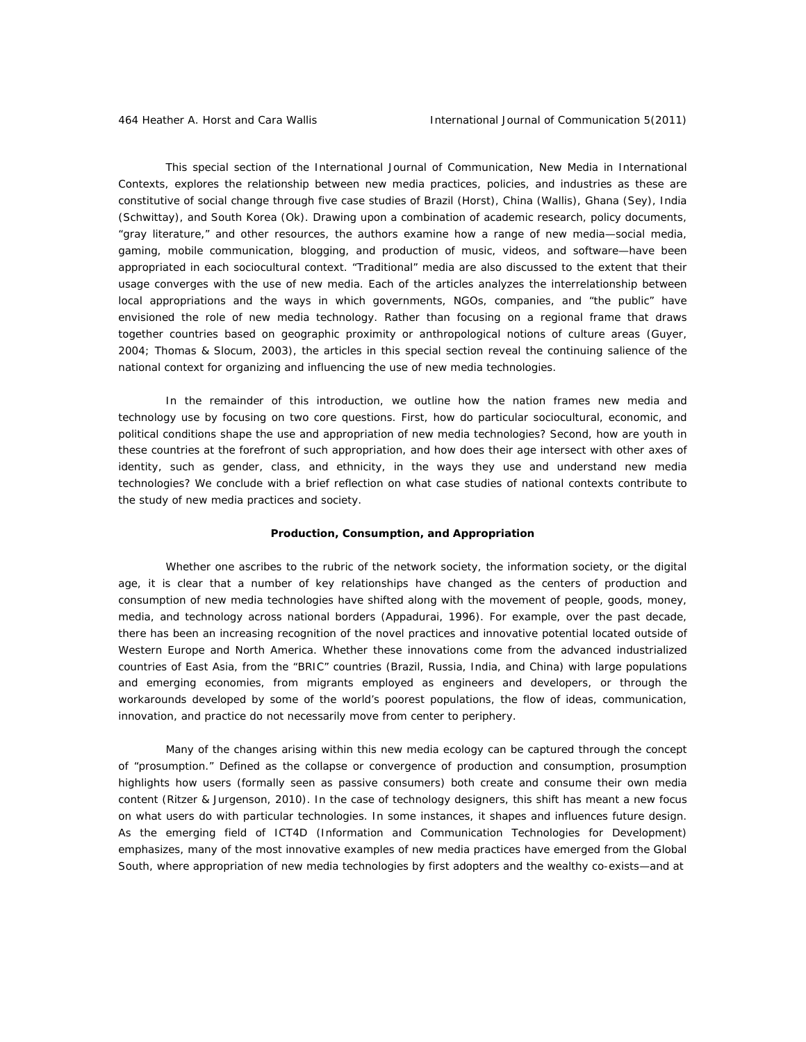This special section of the International Journal of Communication, New Media in International Contexts, explores the relationship between new media practices, policies, and industries as these are constitutive of social change through five case studies of Brazil (Horst), China (Wallis), Ghana (Sey), India (Schwittay), and South Korea (Ok). Drawing upon a combination of academic research, policy documents, "gray literature," and other resources, the authors examine how a range of new media—social media, gaming, mobile communication, blogging, and production of music, videos, and software—have been appropriated in each sociocultural context. "Traditional" media are also discussed to the extent that their usage converges with the use of new media. Each of the articles analyzes the interrelationship between local appropriations and the ways in which governments, NGOs, companies, and "the public" have envisioned the role of new media technology. Rather than focusing on a regional frame that draws together countries based on geographic proximity or anthropological notions of culture areas (Guyer, 2004; Thomas & Slocum, 2003), the articles in this special section reveal the continuing salience of the national context for organizing and influencing the use of new media technologies.

In the remainder of this introduction, we outline how the nation frames new media and technology use by focusing on two core questions. First, how do particular sociocultural, economic, and political conditions shape the use and appropriation of new media technologies? Second, how are youth in these countries at the forefront of such appropriation, and how does their age intersect with other axes of identity, such as gender, class, and ethnicity, in the ways they use and understand new media technologies? We conclude with a brief reflection on what case studies of national contexts contribute to the study of new media practices and society.

### Production, Consumption, and Appropriation

Whether one ascribes to the rubric of the network society, the information society, or the digital age, it is clear that a number of key relationships have changed as the centers of production and consumption of new media technologies have shifted along with the movement of people, goods, money, media, and technology across national borders (Appadurai, 1996). For example, over the past decade, there has been an increasing recognition of the novel practices and innovative potential located outside of Western Europe and North America. Whether these innovations come from the advanced industrialized countries of East Asia, from the "BRIC" countries (Brazil, Russia, India, and China) with large populations and emerging economies, from migrants employed as engineers and developers, or through the workarounds developed by some of the world's poorest populations, the flow of ideas, communication, innovation, and practice do not necessarily move from center to periphery.

Many of the changes arising within this new media ecology can be captured through the concept of "prosumption." Defined as the collapse or convergence of production and consumption, prosumption highlights how users (formally seen as passive consumers) both create and consume their own media content (Ritzer & Jurgenson, 2010). In the case of technology designers, this shift has meant a new focus on what users do with particular technologies. In some instances, it shapes and influences future design. As the emerging field of ICT4D (Information and Communication Technologies for Development) emphasizes, many of the most innovative examples of new media practices have emerged from the Global South, where appropriation of new media technologies by first adopters and the wealthy co-exists—and at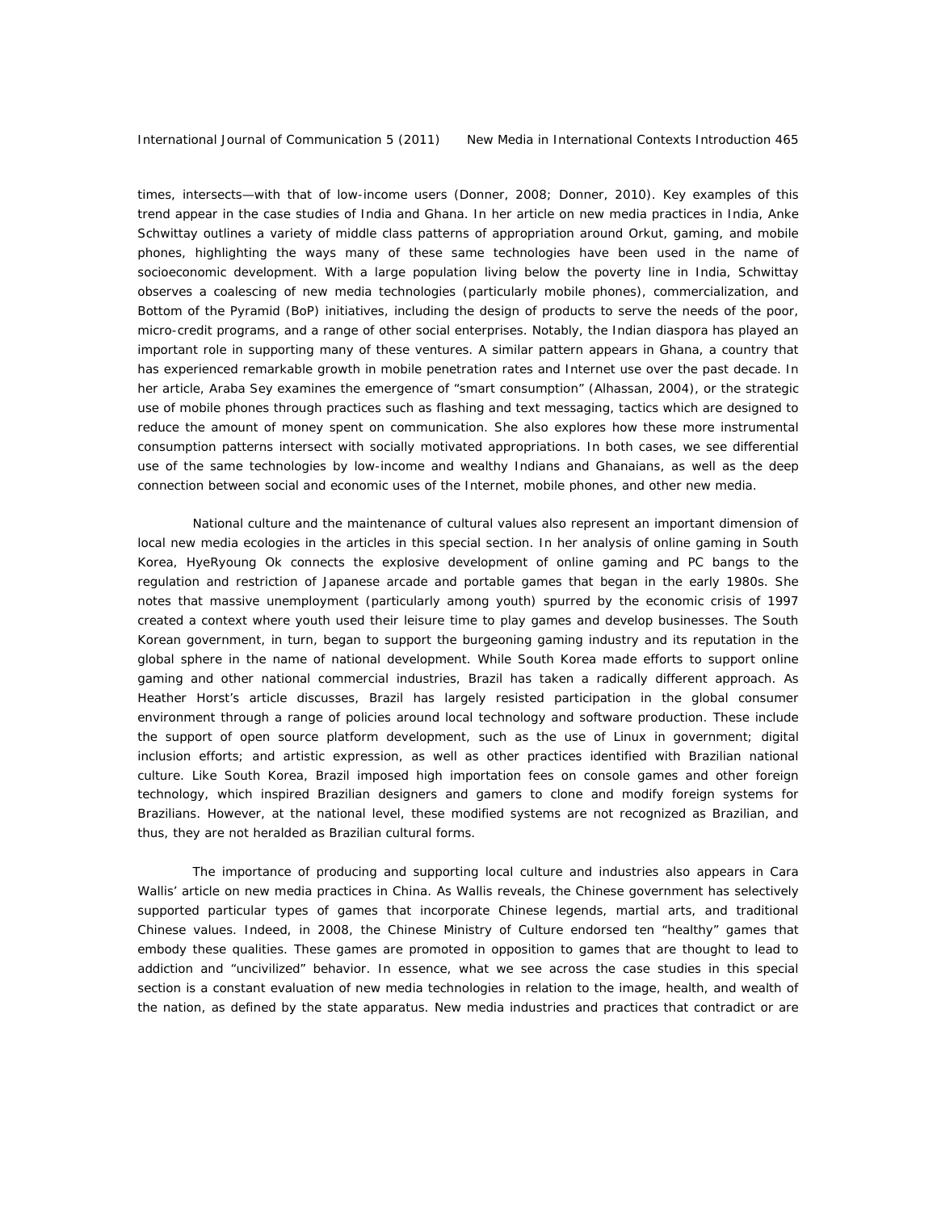times, intersects—with that of low-income users (Donner, 2008; Donner, 2010). Key examples of this trend appear in the case studies of India and Ghana. In her article on new media practices in India, Anke Schwittay outlines a variety of middle class patterns of appropriation around Orkut, gaming, and mobile phones, highlighting the ways many of these same technologies have been used in the name of socioeconomic development. With a large population living below the poverty line in India, Schwittay observes a coalescing of new media technologies (particularly mobile phones), commercialization, and Bottom of the Pyramid (BoP) initiatives, including the design of products to serve the needs of the poor, micro-credit programs, and a range of other social enterprises. Notably, the Indian diaspora has played an important role in supporting many of these ventures. A similar pattern appears in Ghana, a country that has experienced remarkable growth in mobile penetration rates and Internet use over the past decade. In her article, Araba Sey examines the emergence of "smart consumption" (Alhassan, 2004), or the strategic use of mobile phones through practices such as flashing and text messaging, tactics which are designed to reduce the amount of money spent on communication. She also explores how these more instrumental consumption patterns intersect with socially motivated appropriations. In both cases, we see differential use of the same technologies by low-income and wealthy Indians and Ghanaians, as well as the deep connection between social and economic uses of the Internet, mobile phones, and other new media.

National culture and the maintenance of cultural values also represent an important dimension of local new media ecologies in the articles in this special section. In her analysis of online gaming in South Korea, HyeRyoung Ok connects the explosive development of online gaming and PC bangs to the regulation and restriction of Japanese arcade and portable games that began in the early 1980s. She notes that massive unemployment (particularly among youth) spurred by the economic crisis of 1997 created a context where youth used their leisure time to play games and develop businesses. The South Korean government, in turn, began to support the burgeoning gaming industry and its reputation in the global sphere in the name of national development. While South Korea made efforts to support online gaming and other national commercial industries, Brazil has taken a radically different approach. As Heather Horst's article discusses, Brazil has largely resisted participation in the global consumer environment through a range of policies around local technology and software production. These include the support of open source platform development, such as the use of Linux in government; digital inclusion efforts; and artistic expression, as well as other practices identified with Brazilian national culture. Like South Korea, Brazil imposed high importation fees on console games and other foreign technology, which inspired Brazilian designers and gamers to clone and modify foreign systems for Brazilians. However, at the national level, these modified systems are not recognized as Brazilian, and thus, they are not heralded as Brazilian cultural forms.

The importance of producing and supporting local culture and industries also appears in Cara Wallis' article on new media practices in China. As Wallis reveals, the Chinese government has selectively supported particular types of games that incorporate Chinese legends, martial arts, and traditional Chinese values. Indeed, in 2008, the Chinese Ministry of Culture endorsed ten "healthy" games that embody these qualities. These games are promoted in opposition to games that are thought to lead to addiction and "uncivilized" behavior. In essence, what we see across the case studies in this special section is a constant evaluation of new media technologies in relation to the image, health, and wealth of the nation, as defined by the state apparatus. New media industries and practices that contradict or are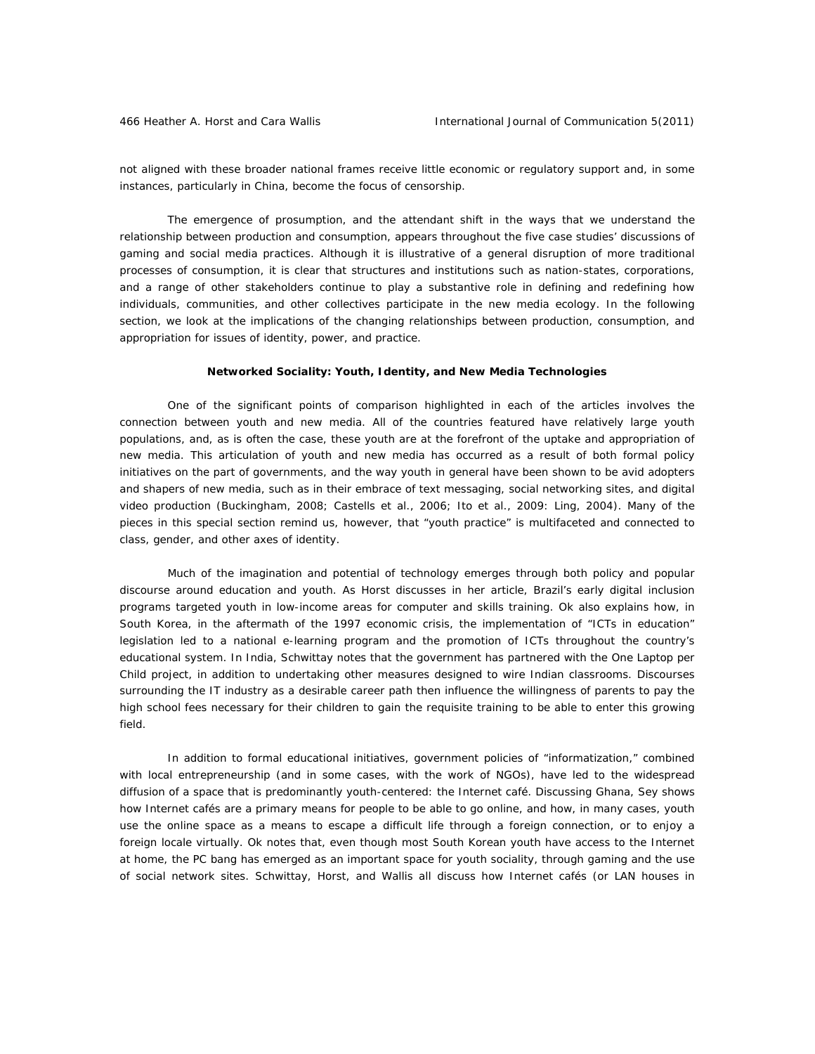not aligned with these broader national frames receive little economic or regulatory support and, in some instances, particularly in China, become the focus of censorship.

The emergence of prosumption, and the attendant shift in the ways that we understand the relationship between production and consumption, appears throughout the five case studies' discussions of gaming and social media practices. Although it is illustrative of a general disruption of more traditional processes of consumption, it is clear that structures and institutions such as nation-states, corporations, and a range of other stakeholders continue to play a substantive role in defining and redefining how individuals, communities, and other collectives participate in the new media ecology. In the following section, we look at the implications of the changing relationships between production, consumption, and appropriation for issues of identity, power, and practice.

### Networked Sociality: Youth, Identity, and New Media Technologies

One of the significant points of comparison highlighted in each of the articles involves the connection between youth and new media. All of the countries featured have relatively large youth populations, and, as is often the case, these youth are at the forefront of the uptake and appropriation of new media. This articulation of youth and new media has occurred as a result of both formal policy initiatives on the part of governments, and the way youth in general have been shown to be avid adopters and shapers of new media, such as in their embrace of text messaging, social networking sites, and digital video production (Buckingham, 2008; Castells et al., 2006; Ito et al., 2009: Ling, 2004). Many of the pieces in this special section remind us, however, that "youth practice" is multifaceted and connected to class, gender, and other axes of identity.

Much of the imagination and potential of technology emerges through both policy and popular discourse around education and youth. As Horst discusses in her article, Brazil's early digital inclusion programs targeted youth in low-income areas for computer and skills training. Ok also explains how, in South Korea, in the aftermath of the 1997 economic crisis, the implementation of "ICTs in education" legislation led to a national e-learning program and the promotion of ICTs throughout the country's educational system. In India, Schwittay notes that the government has partnered with the One Laptop per Child project, in addition to undertaking other measures designed to wire Indian classrooms. Discourses surrounding the IT industry as a desirable career path then influence the willingness of parents to pay the high school fees necessary for their children to gain the requisite training to be able to enter this growing field.

In addition to formal educational initiatives, government policies of "informatization," combined with local entrepreneurship (and in some cases, with the work of NGOs), have led to the widespread diffusion of a space that is predominantly youth-centered: the Internet café. Discussing Ghana, Sey shows how Internet cafés are a primary means for people to be able to go online, and how, in many cases, youth use the online space as a means to escape a difficult life through a foreign connection, or to enjoy a foreign locale virtually. Ok notes that, even though most South Korean youth have access to the Internet at home, the PC bang has emerged as an important space for youth sociality, through gaming and the use of social network sites. Schwittay, Horst, and Wallis all discuss how Internet cafés (or LAN houses in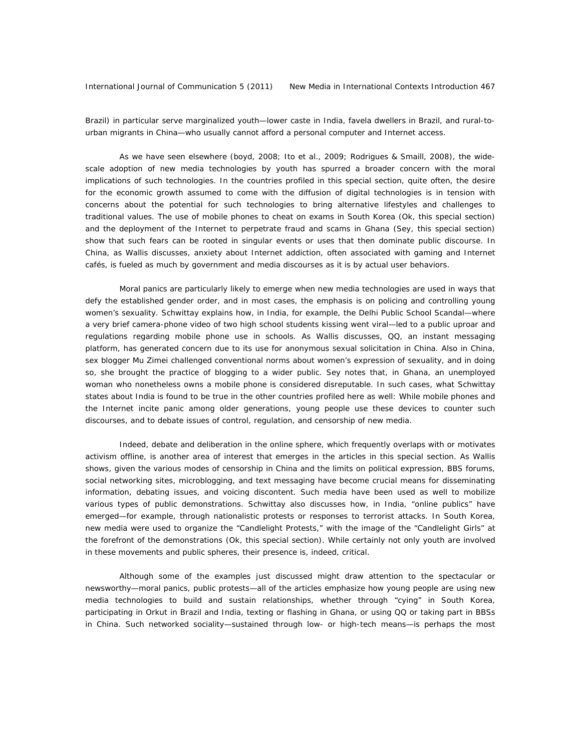Brazil) in particular serve marginalized youth—lower caste in India, favela dwellers in Brazil, and rural-to-urban migrants in China—who usually cannot afford a personal computer and Internet access.

As we have seen elsewhere (boyd, 2008; Ito et al., 2009; Rodrigues & Smaill, 2008), the wide-scale adoption of new media technologies by youth has spurred a broader concern with the moral implications of such technologies. In the countries profiled in this special section, quite often, the desire for the economic growth assumed to come with the diffusion of digital technologies is in tension with concerns about the potential for such technologies to bring alternative lifestyles and challenges to traditional values. The use of mobile phones to cheat on exams in South Korea (Ok, this special section) and the deployment of the Internet to perpetrate fraud and scams in Ghana (Sey, this special section) show that such fears can be rooted in singular events or uses that then dominate public discourse. In China, as Wallis discusses, anxiety about Internet addiction, often associated with gaming and Internet cafés, is fueled as much by government and media discourses as it is by actual user behaviors.

Moral panics are particularly likely to emerge when new media technologies are used in ways that defy the established gender order, and in most cases, the emphasis is on policing and controlling young women's sexuality. Schwittay explains how, in India, for example, the Delhi Public School Scandal—where a very brief camera-phone video of two high school students kissing went viral—led to a public uproar and regulations regarding mobile phone use in schools. As Wallis discusses, QQ, an instant messaging platform, has generated concern due to its use for anonymous sexual solicitation in China. Also in China, sex blogger Mu Zimei challenged conventional norms about women's expression of sexuality, and in doing so, she brought the practice of blogging to a wider public. Sey notes that, in Ghana, an unemployed woman who nonetheless owns a mobile phone is considered disreputable. In such cases, what Schwittay states about India is found to be true in the other countries profiled here as well: While mobile phones and the Internet incite panic among older generations, young people use these devices to counter such discourses, and to debate issues of control, regulation, and censorship of new media.

Indeed, debate and deliberation in the online sphere, which frequently overlaps with or motivates activism offline, is another area of interest that emerges in the articles in this special section. As Wallis shows, given the various modes of censorship in China and the limits on political expression, BBS forums, social networking sites, microblogging, and text messaging have become crucial means for disseminating information, debating issues, and voicing discontent. Such media have been used as well to mobilize various types of public demonstrations. Schwittay also discusses how, in India, "online publics" have emerged—for example, through nationalistic protests or responses to terrorist attacks. In South Korea, new media were used to organize the "Candlelight Protests," with the image of the "Candlelight Girls" at the forefront of the demonstrations (Ok, this special section). While certainly not only youth are involved in these movements and public spheres, their presence is, indeed, critical.

Although some of the examples just discussed might draw attention to the spectacular or newsworthy—moral panics, public protests—all of the articles emphasize how young people are using new media technologies to build and sustain relationships, whether through "cying" in South Korea, participating in Orkut in Brazil and India, texting or flashing in Ghana, or using QQ or taking part in BBSs in China. Such networked sociality—sustained through low- or high-tech means—is perhaps the most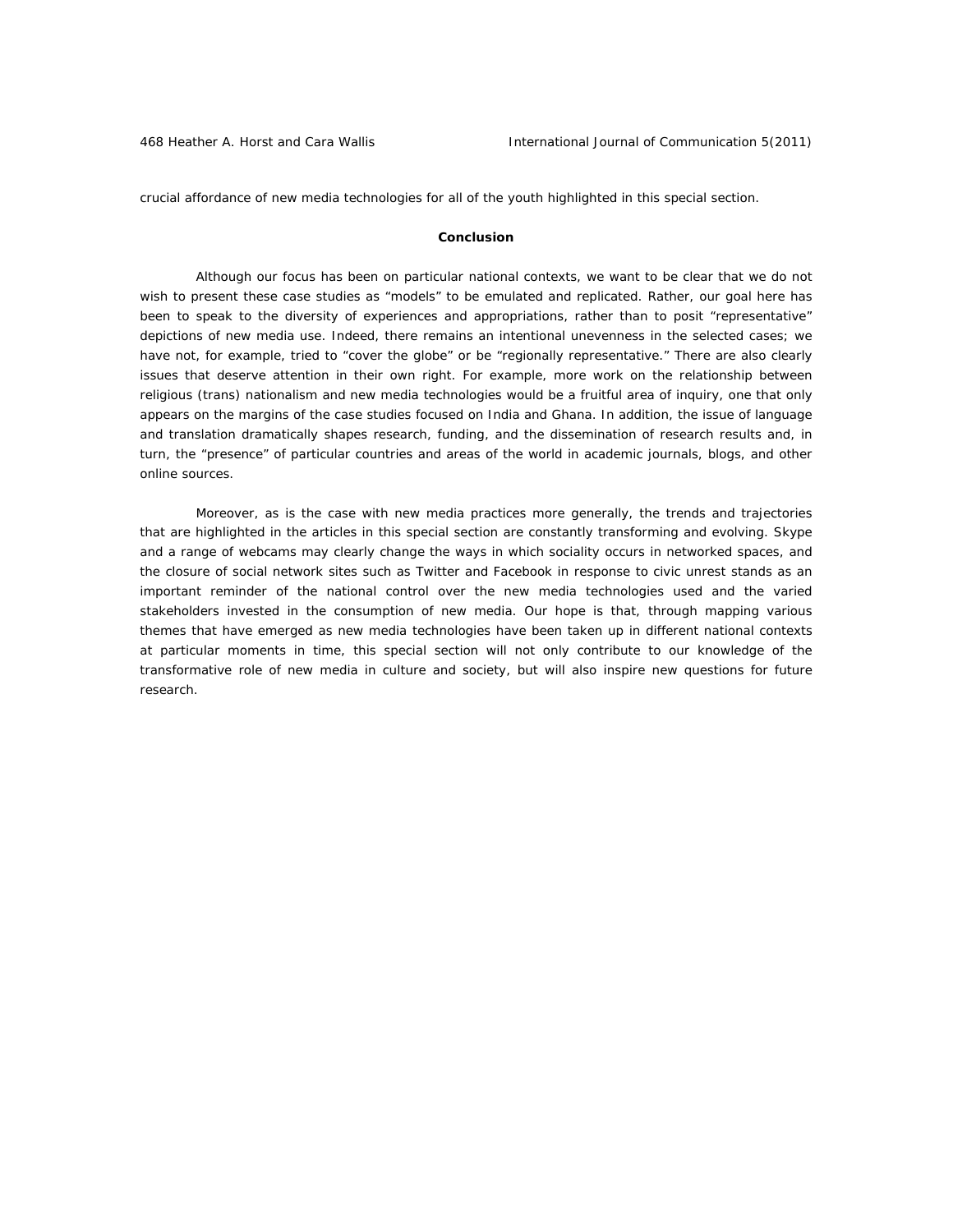crucial affordance of new media technologies for all of the youth highlighted in this special section.

## Conclusion

Although our focus has been on particular national contexts, we want to be clear that we do not wish to present these case studies as "models" to be emulated and replicated. Rather, our goal here has been to speak to the diversity of experiences and appropriations, rather than to posit "representative" depictions of new media use. Indeed, there remains an intentional unevenness in the selected cases; we have not, for example, tried to "cover the globe" or be "regionally representative." There are also clearly issues that deserve attention in their own right. For example, more work on the relationship between religious (trans) nationalism and new media technologies would be a fruitful area of inquiry, one that only appears on the margins of the case studies focused on India and Ghana. In addition, the issue of language and translation dramatically shapes research, funding, and the dissemination of research results and, in turn, the "presence" of particular countries and areas of the world in academic journals, blogs, and other online sources.

Moreover, as is the case with new media practices more generally, the trends and trajectories that are highlighted in the articles in this special section are constantly transforming and evolving. Skype and a range of webcams may clearly change the ways in which sociality occurs in networked spaces, and the closure of social network sites such as Twitter and Facebook in response to civic unrest stands as an important reminder of the national control over the new media technologies used and the varied stakeholders invested in the consumption of new media. Our hope is that, through mapping various themes that have emerged as new media technologies have been taken up in different national contexts at particular moments in time, this special section will not only contribute to our knowledge of the transformative role of new media in culture and society, but will also inspire new questions for future research.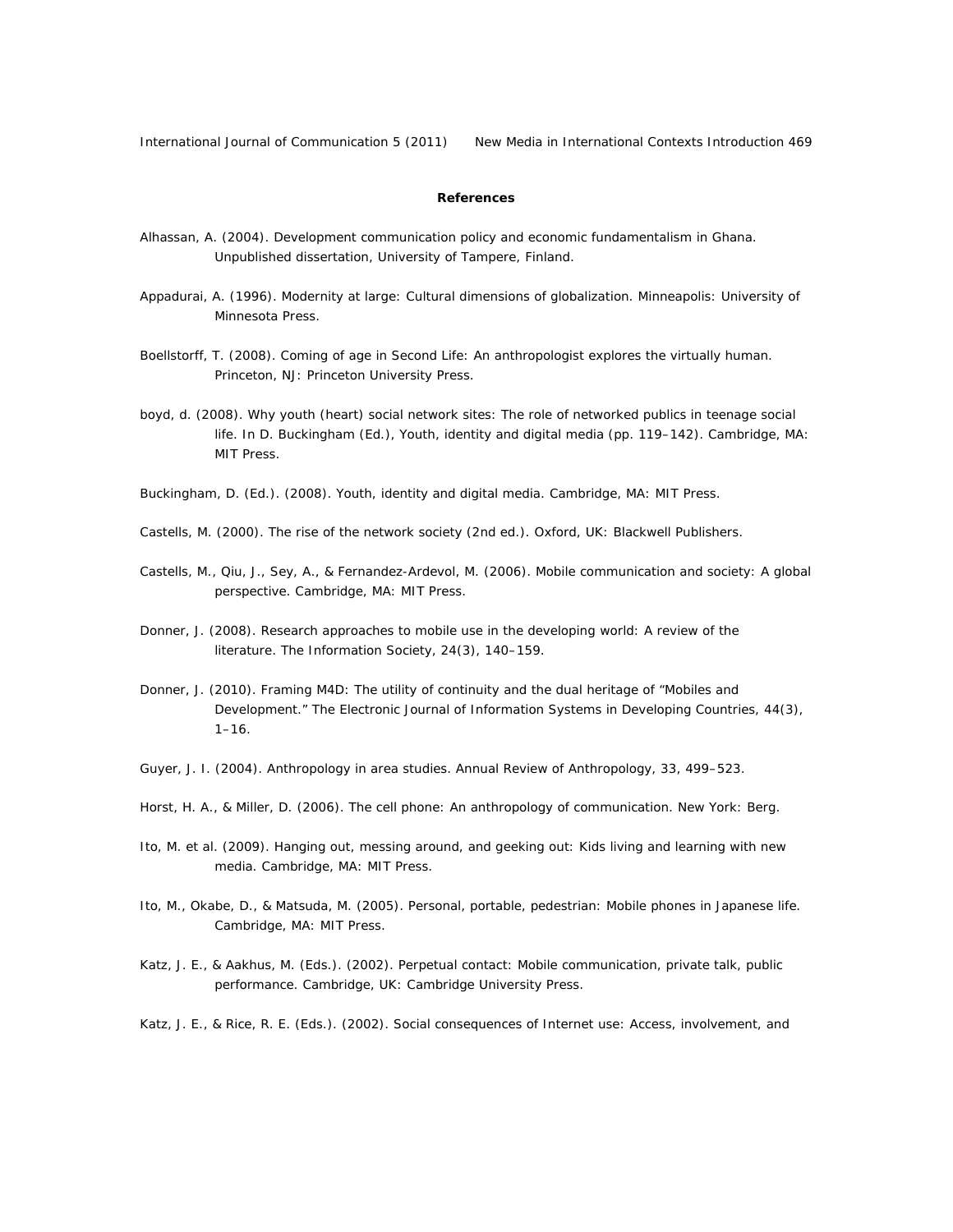**References**

Alhassan, A. (2004). Development communication policy and economic fundamentalism in Ghana. Unpublished dissertation, University of Tampere, Finland.

Appadurai, A. (1996). Modernity at large: Cultural dimensions of globalization. Minneapolis: University of Minnesota Press.

Boellstorff, T. (2008). Coming of age in Second Life: An anthropologist explores the virtually human. Princeton, NJ: Princeton University Press.

boyd, d. (2008). Why youth (heart) social network sites: The role of networked publics in teenage social life. In D. Buckingham (Ed.), Youth, identity and digital media (pp. 119–142). Cambridge, MA: MIT Press.

Buckingham, D. (Ed.). (2008). Youth, identity and digital media. Cambridge, MA: MIT Press.

Castells, M. (2000). The rise of the network society (2nd ed.). Oxford, UK: Blackwell Publishers.

Castells, M., Qiu, J., Sey, A., & Fernandez-Ardevol, M. (2006). Mobile communication and society: A global perspective. Cambridge, MA: MIT Press.

Donner, J. (2008). Research approaches to mobile use in the developing world: A review of the literature. The Information Society, 24(3), 140–159.

Donner, J. (2010). Framing M4D: The utility of continuity and the dual heritage of "Mobiles and Development." The Electronic Journal of Information Systems in Developing Countries, 44(3), 1–16.

Guyer, J. I. (2004). Anthropology in area studies. Annual Review of Anthropology, 33, 499–523.

Horst, H. A., & Miller, D. (2006). The cell phone: An anthropology of communication. New York: Berg.

Ito, M. et al. (2009). Hanging out, messing around, and geeking out: Kids living and learning with new media. Cambridge, MA: MIT Press.

Ito, M., Okabe, D., & Matsuda, M. (2005). Personal, portable, pedestrian: Mobile phones in Japanese life. Cambridge, MA: MIT Press.

Katz, J. E., & Aakhus, M. (Eds.). (2002). Perpetual contact: Mobile communication, private talk, public performance. Cambridge, UK: Cambridge University Press.

Katz, J. E., & Rice, R. E. (Eds.). (2002). Social consequences of Internet use: Access, involvement, and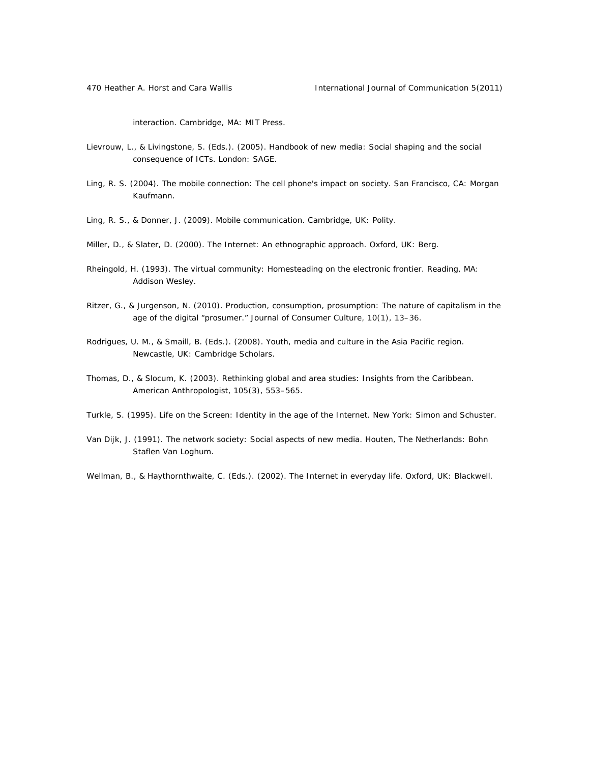interaction. Cambridge, MA: MIT Press.

Lievrouw, L., & Livingstone, S. (Eds.). (2005). Handbook of new media: Social shaping and the social consequence of ICTs. London: SAGE.

Ling, R. S. (2004). The mobile connection: The cell phone's impact on society. San Francisco, CA: Morgan Kaufmann.

Ling, R. S., & Donner, J. (2009). Mobile communication. Cambridge, UK: Polity.

Miller, D., & Slater, D. (2000). The Internet: An ethnographic approach. Oxford, UK: Berg.

Rheingold, H. (1993). The virtual community: Homesteading on the electronic frontier. Reading, MA: Addison Wesley.

Ritzer, G., & Jurgenson, N. (2010). Production, consumption, prosumption: The nature of capitalism in the age of the digital "prosumer." Journal of Consumer Culture, 10(1), 13–36.

Rodrigues, U. M., & Smaill, B. (Eds.). (2008). Youth, media and culture in the Asia Pacific region. Newcastle, UK: Cambridge Scholars.

Thomas, D., & Slocum, K. (2003). Rethinking global and area studies: Insights from the Caribbean. American Anthropologist, 105(3), 553–565.

Turkle, S. (1995). Life on the Screen: Identity in the age of the Internet. New York: Simon and Schuster.

Van Dijk, J. (1991). The network society: Social aspects of new media. Houten, The Netherlands: Bohn Staflen Van Loghum.

Wellman, B., & Haythornthwaite, C. (Eds.). (2002). The Internet in everyday life. Oxford, UK: Blackwell.